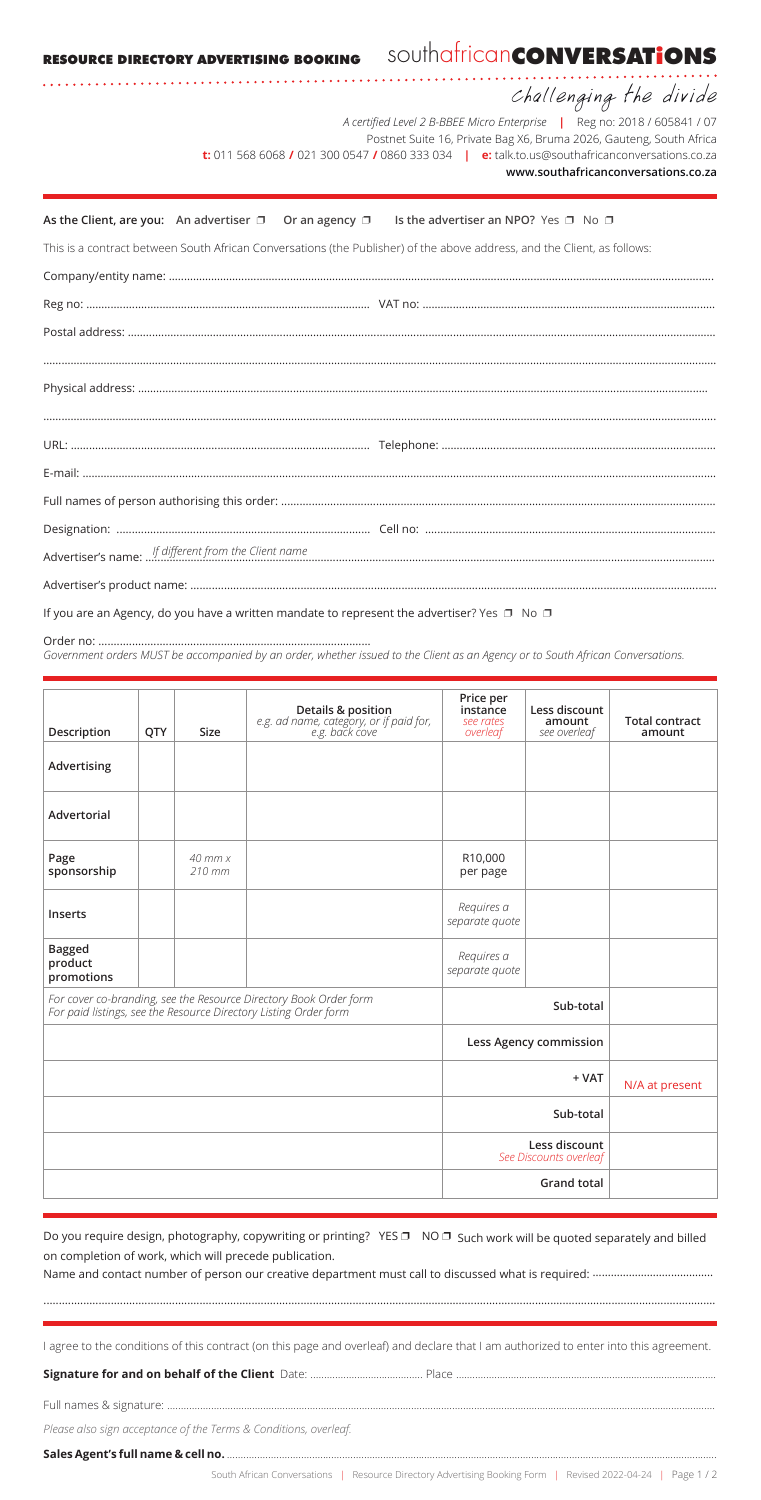**RESOURCE DIRECTORY ADVERTISING BOOKING**

southafrican**CONVERSATiONS**

*Challenging the divide*

*A certified Level 2 B-BBEE Micro Enterprise* | Reg no: 2018 / 605841 / 07
Postnet Suite 16, Private Bag X6, Bruma 2026, Gauteng, South Africa
**t:** 011 568 6068 / 021 300 0547 / 0860 333 034 | **e:** talk.to.us@southafricanconversations.co.za
**www.southafricanconversations.co.za**

**As the Client, are you: An advertiser ❐ Or an agency ❐ Is the advertiser an NPO?** Yes ❐ No ❐

This is a contract between South African Conversations (the Publisher) of the above address, and the Client, as follows:

Company/entity name: ...........................................................................

Reg no: ............................................ VAT no: ............................................

Postal address: ...........................................................................

...........................................................................

Physical address: ...........................................................................

...........................................................................

URL: ............................................ Telephone: ............................................

E-mail: ...........................................................................

Full names of person authorising this order: ...........................................................................

Designation: ............................................ Cell no: ............................................

Advertiser's name: *If different from the Client name* ...........................................................................

Advertiser's product name: ...........................................................................

If you are an Agency, do you have a written mandate to represent the advertiser? Yes ❐ No ❐

Order no: ............................................
*Government orders MUST be accompanied by an order, whether issued to the Client as an Agency or to South African Conversations.*

| Description | QTY | Size | Details & position *e.g. ad name, category, or if paid for, e.g. back cove* | Price per instance *see rates overleaf* | Less discount amount *see overleaf* | Total contract amount |
|---|---|---|---|---|---|---|
| **Advertising** | | | | | | |
| **Advertorial** | | | | | | |
| **Page sponsorship** | | *40 mm x 210 mm* | | R10,000 per page | | |
| **Inserts** | | | | *Requires a separate quote* | | |
| **Bagged product promotions** | | | | *Requires a separate quote* | | |
| *For cover co-branding, see the Resource Directory Book Order form* *For paid listings, see the Resource Directory Listing Order form* | | | | **Sub-total** | | |
| | | | | **Less Agency commission** | | |
| | | | | **+ VAT** | | N/A at present |
| | | | | **Sub-total** | | |
| | | | | **Less discount** *See Discounts overleaf* | | |
| | | | | **Grand total** | | |

Do you require design, photography, copywriting or printing? YES ❐ NO ❐ Such work will be quoted separately and billed on completion of work, which will precede publication.
Name and contact number of person our creative department must call to discussed what is required: ............................................

...........................................................................

I agree to the conditions of this contract (on this page and overleaf) and declare that I am authorized to enter into this agreement.

**Signature for and on behalf of the Client** Date: .................................... Place ............................................

Full names & signature: ...........................................................................

*Please also sign acceptance of the Terms & Conditions, overleaf.*

**Sales Agent's full name & cell no.** ...........................................................................

South African Conversations | Resource Directory Advertising Booking Form | Revised 2022-04-24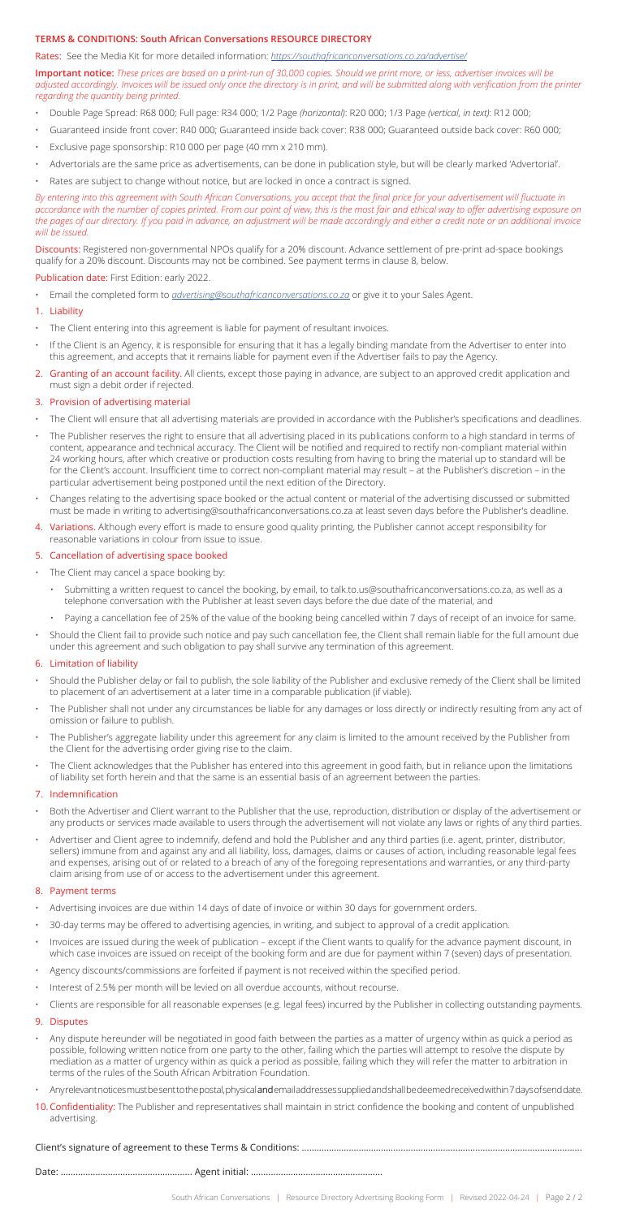## TERMS & CONDITIONS: South African Conversations RESOURCE DIRECTORY

**Rates:** See the Media Kit for more detailed information: *https://southafricanconversations.co.za/advertise/*

**Important notice:** *These prices are based on a print-run of 30,000 copies. Should we print more, or less, advertiser invoices will be adjusted accordingly. Invoices will be issued only once the directory is in print, and will be submitted along with verification from the printer regarding the quantity being printed.*

- Double Page Spread: R68 000; Full page: R34 000; 1/2 Page *(horizontal)*: R20 000; 1/3 Page *(vertical, in text)*: R12 000;
- Guaranteed inside front cover: R40 000; Guaranteed inside back cover: R38 000; Guaranteed outside back cover: R60 000;
- Exclusive page sponsorship: R10 000 per page (40 mm x 210 mm).
- Advertorials are the same price as advertisements, can be done in publication style, but will be clearly marked 'Advertorial'.
- Rates are subject to change without notice, but are locked in once a contract is signed.

*By entering into this agreement with South African Conversations, you accept that the final price for your advertisement will fluctuate in accordance with the number of copies printed. From our point of view, this is the most fair and ethical way to offer advertising exposure on the pages of our directory. If you paid in advance, an adjustment will be made accordingly and either a credit note or an additional invoice will be issued.*

**Discounts:** Registered non-governmental NPOs qualify for a 20% discount. Advance settlement of pre-print ad-space bookings qualify for a 20% discount. Discounts may not be combined. See payment terms in clause 8, below.

**Publication date:** First Edition: early 2022.

- Email the completed form to *advertising@southafricanconversations.co.za* or give it to your Sales Agent.

### 1. Liability

- The Client entering into this agreement is liable for payment of resultant invoices.
- If the Client is an Agency, it is responsible for ensuring that it has a legally binding mandate from the Advertiser to enter into this agreement, and accepts that it remains liable for payment even if the Advertiser fails to pay the Agency.

### 2. Granting of an account facility.
All clients, except those paying in advance, are subject to an approved credit application and must sign a debit order if rejected.

### 3. Provision of advertising material

- The Client will ensure that all advertising materials are provided in accordance with the Publisher's specifications and deadlines.
- The Publisher reserves the right to ensure that all advertising placed in its publications conform to a high standard in terms of content, appearance and technical accuracy. The Client will be notified and required to rectify non-compliant material within 24 working hours, after which creative or production costs resulting from having to bring the material up to standard will be for the Client's account. Insufficient time to correct non-compliant material may result – at the Publisher's discretion – in the particular advertisement being postponed until the next edition of the Directory.
- Changes relating to the advertising space booked or the actual content or material of the advertising discussed or submitted must be made in writing to advertising@southafricanconversations.co.za at least seven days before the Publisher's deadline.

### 4. Variations.
Although every effort is made to ensure good quality printing, the Publisher cannot accept responsibility for reasonable variations in colour from issue to issue.

### 5. Cancellation of advertising space booked

- The Client may cancel a space booking by:
  - Submitting a written request to cancel the booking, by email, to talk.to.us@southafricanconversations.co.za, as well as a telephone conversation with the Publisher at least seven days before the due date of the material, and
  - Paying a cancellation fee of 25% of the value of the booking being cancelled within 7 days of receipt of an invoice for same.
- Should the Client fail to provide such notice and pay such cancellation fee, the Client shall remain liable for the full amount due under this agreement and such obligation to pay shall survive any termination of this agreement.

### 6. Limitation of liability

- Should the Publisher delay or fail to publish, the sole liability of the Publisher and exclusive remedy of the Client shall be limited to placement of an advertisement at a later time in a comparable publication (if viable).
- The Publisher shall not under any circumstances be liable for any damages or loss directly or indirectly resulting from any act of omission or failure to publish.
- The Publisher's aggregate liability under this agreement for any claim is limited to the amount received by the Publisher from the Client for the advertising order giving rise to the claim.
- The Client acknowledges that the Publisher has entered into this agreement in good faith, but in reliance upon the limitations of liability set forth herein and that the same is an essential basis of an agreement between the parties.

### 7. Indemnification

- Both the Advertiser and Client warrant to the Publisher that the use, reproduction, distribution or display of the advertisement or any products or services made available to users through the advertisement will not violate any laws or rights of any third parties.
- Advertiser and Client agree to indemnify, defend and hold the Publisher and any third parties (i.e. agent, printer, distributor, sellers) immune from and against any and all liability, loss, damages, claims or causes of action, including reasonable legal fees and expenses, arising out of or related to a breach of any of the foregoing representations and warranties, or any third-party claim arising from use of or access to the advertisement under this agreement.

### 8. Payment terms

- Advertising invoices are due within 14 days of date of invoice or within 30 days for government orders.
- 30-day terms may be offered to advertising agencies, in writing, and subject to approval of a credit application.
- Invoices are issued during the week of publication – except if the Client wants to qualify for the advance payment discount, in which case invoices are issued on receipt of the booking form and are due for payment within 7 (seven) days of presentation.
- Agency discounts/commissions are forfeited if payment is not received within the specified period.
- Interest of 2.5% per month will be levied on all overdue accounts, without recourse.
- Clients are responsible for all reasonable expenses (e.g. legal fees) incurred by the Publisher in collecting outstanding payments.

### 9. Disputes

- Any dispute hereunder will be negotiated in good faith between the parties as a matter of urgency within as quick a period as possible, following written notice from one party to the other, failing which the parties will attempt to resolve the dispute by mediation as a matter of urgency within as quick a period as possible, failing which they will refer the matter to arbitration in terms of the rules of the South African Arbitration Foundation.
- Any relevant notices must be sent to the postal, physical and email addresses supplied and shall be deemed received within 7 days of send date.

### 10. Confidentiality:
The Publisher and representatives shall maintain in strict confidence the booking and content of unpublished advertising.

Client's signature of agreement to these Terms & Conditions: ..............................................................................................................

Date: ..................................................... Agent initial: .....................................................